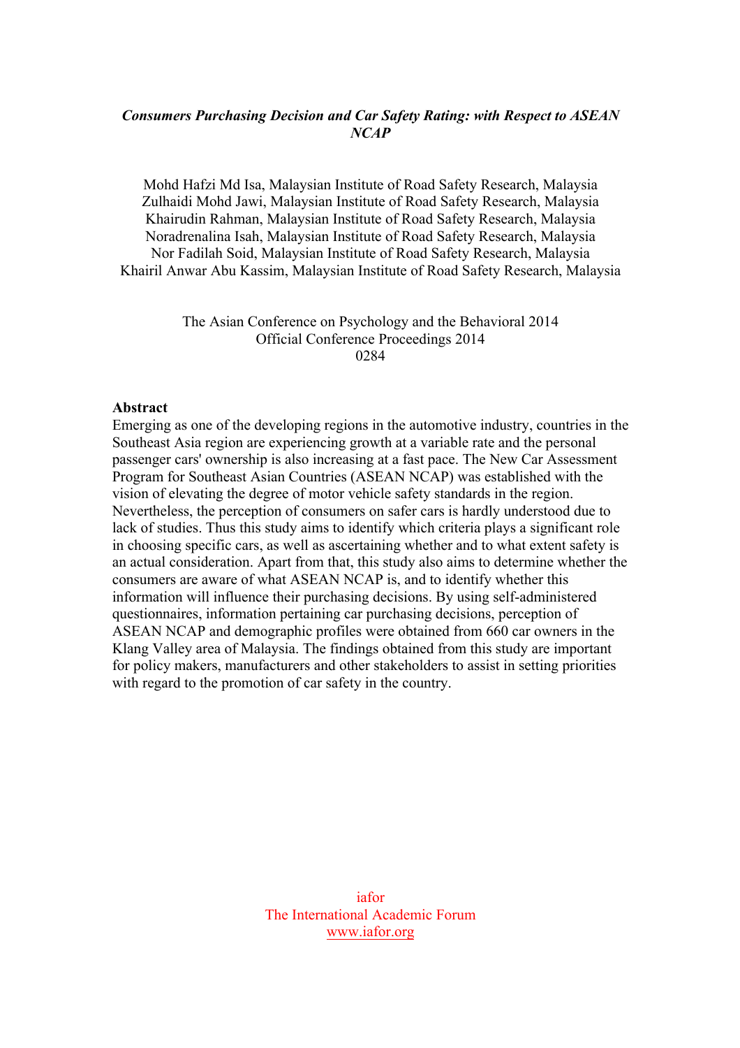# *Consumers Purchasing Decision and Car Safety Rating: with Respect to ASEAN NCAP*

Mohd Hafzi Md Isa, Malaysian Institute of Road Safety Research, Malaysia
Zulhaidi Mohd Jawi, Malaysian Institute of Road Safety Research, Malaysia
Khairudin Rahman, Malaysian Institute of Road Safety Research, Malaysia
Noradrenalina Isah, Malaysian Institute of Road Safety Research, Malaysia
Nor Fadilah Soid, Malaysian Institute of Road Safety Research, Malaysia
Khairil Anwar Abu Kassim, Malaysian Institute of Road Safety Research, Malaysia

The Asian Conference on Psychology and the Behavioral 2014
Official Conference Proceedings 2014
0284

**Abstract**

Emerging as one of the developing regions in the automotive industry, countries in the Southeast Asia region are experiencing growth at a variable rate and the personal passenger cars' ownership is also increasing at a fast pace. The New Car Assessment Program for Southeast Asian Countries (ASEAN NCAP) was established with the vision of elevating the degree of motor vehicle safety standards in the region. Nevertheless, the perception of consumers on safer cars is hardly understood due to lack of studies. Thus this study aims to identify which criteria plays a significant role in choosing specific cars, as well as ascertaining whether and to what extent safety is an actual consideration. Apart from that, this study also aims to determine whether the consumers are aware of what ASEAN NCAP is, and to identify whether this information will influence their purchasing decisions. By using self-administered questionnaires, information pertaining car purchasing decisions, perception of ASEAN NCAP and demographic profiles were obtained from 660 car owners in the Klang Valley area of Malaysia. The findings obtained from this study are important for policy makers, manufacturers and other stakeholders to assist in setting priorities with regard to the promotion of car safety in the country.

iafor
The International Academic Forum
www.iafor.org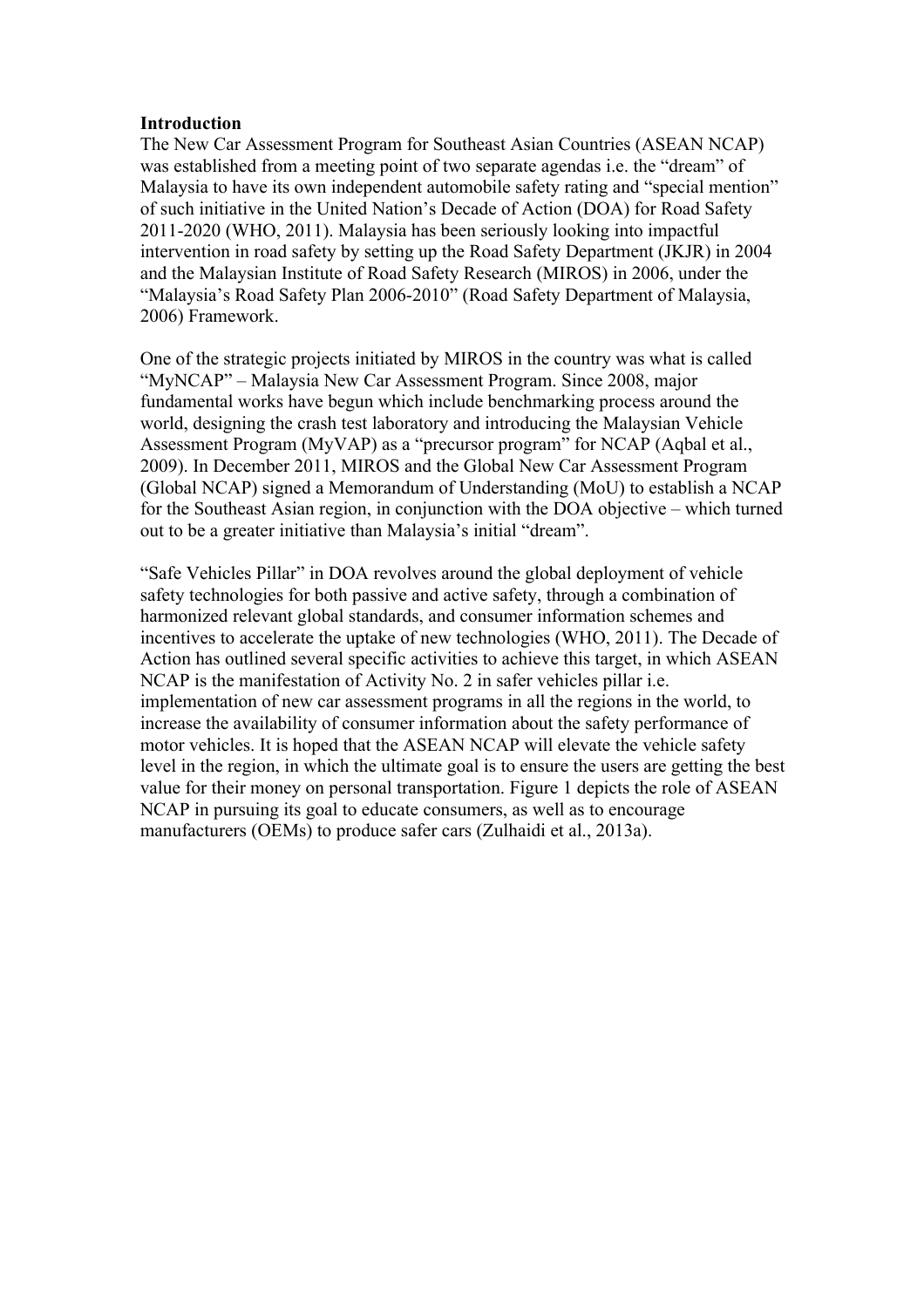## Introduction

The New Car Assessment Program for Southeast Asian Countries (ASEAN NCAP) was established from a meeting point of two separate agendas i.e. the "dream" of Malaysia to have its own independent automobile safety rating and "special mention" of such initiative in the United Nation's Decade of Action (DOA) for Road Safety 2011-2020 (WHO, 2011). Malaysia has been seriously looking into impactful intervention in road safety by setting up the Road Safety Department (JKJR) in 2004 and the Malaysian Institute of Road Safety Research (MIROS) in 2006, under the "Malaysia's Road Safety Plan 2006-2010" (Road Safety Department of Malaysia, 2006) Framework.

One of the strategic projects initiated by MIROS in the country was what is called "MyNCAP" – Malaysia New Car Assessment Program. Since 2008, major fundamental works have begun which include benchmarking process around the world, designing the crash test laboratory and introducing the Malaysian Vehicle Assessment Program (MyVAP) as a "precursor program" for NCAP (Aqbal et al., 2009). In December 2011, MIROS and the Global New Car Assessment Program (Global NCAP) signed a Memorandum of Understanding (MoU) to establish a NCAP for the Southeast Asian region, in conjunction with the DOA objective – which turned out to be a greater initiative than Malaysia's initial "dream".

"Safe Vehicles Pillar" in DOA revolves around the global deployment of vehicle safety technologies for both passive and active safety, through a combination of harmonized relevant global standards, and consumer information schemes and incentives to accelerate the uptake of new technologies (WHO, 2011). The Decade of Action has outlined several specific activities to achieve this target, in which ASEAN NCAP is the manifestation of Activity No. 2 in safer vehicles pillar i.e. implementation of new car assessment programs in all the regions in the world, to increase the availability of consumer information about the safety performance of motor vehicles. It is hoped that the ASEAN NCAP will elevate the vehicle safety level in the region, in which the ultimate goal is to ensure the users are getting the best value for their money on personal transportation. Figure 1 depicts the role of ASEAN NCAP in pursuing its goal to educate consumers, as well as to encourage manufacturers (OEMs) to produce safer cars (Zulhaidi et al., 2013a).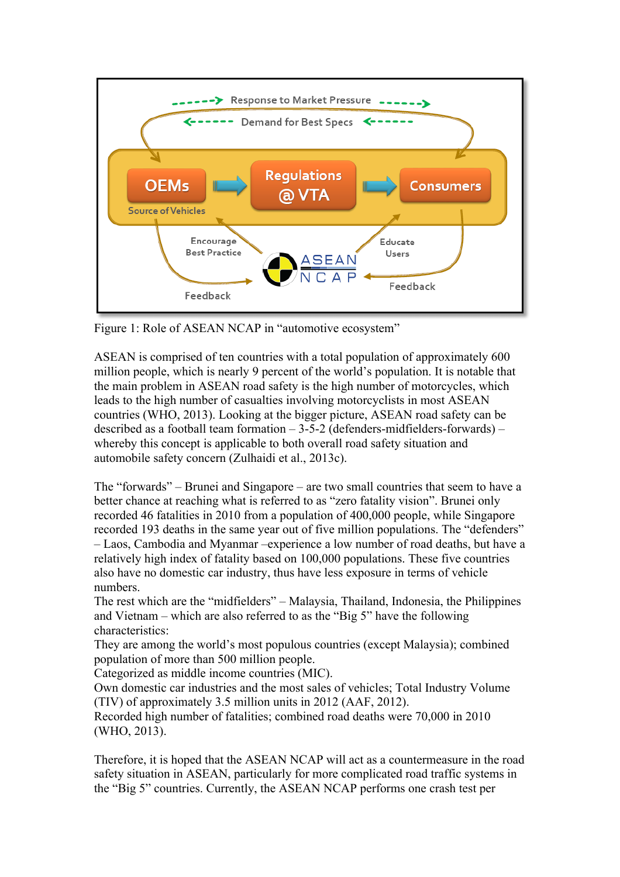Figure 1: Role of ASEAN NCAP in “automotive ecosystem”

ASEAN is comprised of ten countries with a total population of approximately 600 million people, which is nearly 9 percent of the world’s population. It is notable that the main problem in ASEAN road safety is the high number of motorcycles, which leads to the high number of casualties involving motorcyclists in most ASEAN countries (WHO, 2013). Looking at the bigger picture, ASEAN road safety can be described as a football team formation – 3-5-2 (defenders-midfielders-forwards) – whereby this concept is applicable to both overall road safety situation and automobile safety concern (Zulhaidi et al., 2013c).

The “forwards” – Brunei and Singapore – are two small countries that seem to have a better chance at reaching what is referred to as “zero fatality vision”. Brunei only recorded 46 fatalities in 2010 from a population of 400,000 people, while Singapore recorded 193 deaths in the same year out of five million populations. The “defenders” – Laos, Cambodia and Myanmar –experience a low number of road deaths, but have a relatively high index of fatality based on 100,000 populations. These five countries also have no domestic car industry, thus have less exposure in terms of vehicle numbers.

The rest which are the “midfielders” – Malaysia, Thailand, Indonesia, the Philippines and Vietnam – which are also referred to as the “Big 5” have the following characteristics:

They are among the world’s most populous countries (except Malaysia); combined population of more than 500 million people.

Categorized as middle income countries (MIC).

Own domestic car industries and the most sales of vehicles; Total Industry Volume (TIV) of approximately 3.5 million units in 2012 (AAF, 2012).

Recorded high number of fatalities; combined road deaths were 70,000 in 2010 (WHO, 2013).

Therefore, it is hoped that the ASEAN NCAP will act as a countermeasure in the road safety situation in ASEAN, particularly for more complicated road traffic systems in the “Big 5” countries. Currently, the ASEAN NCAP performs one crash test per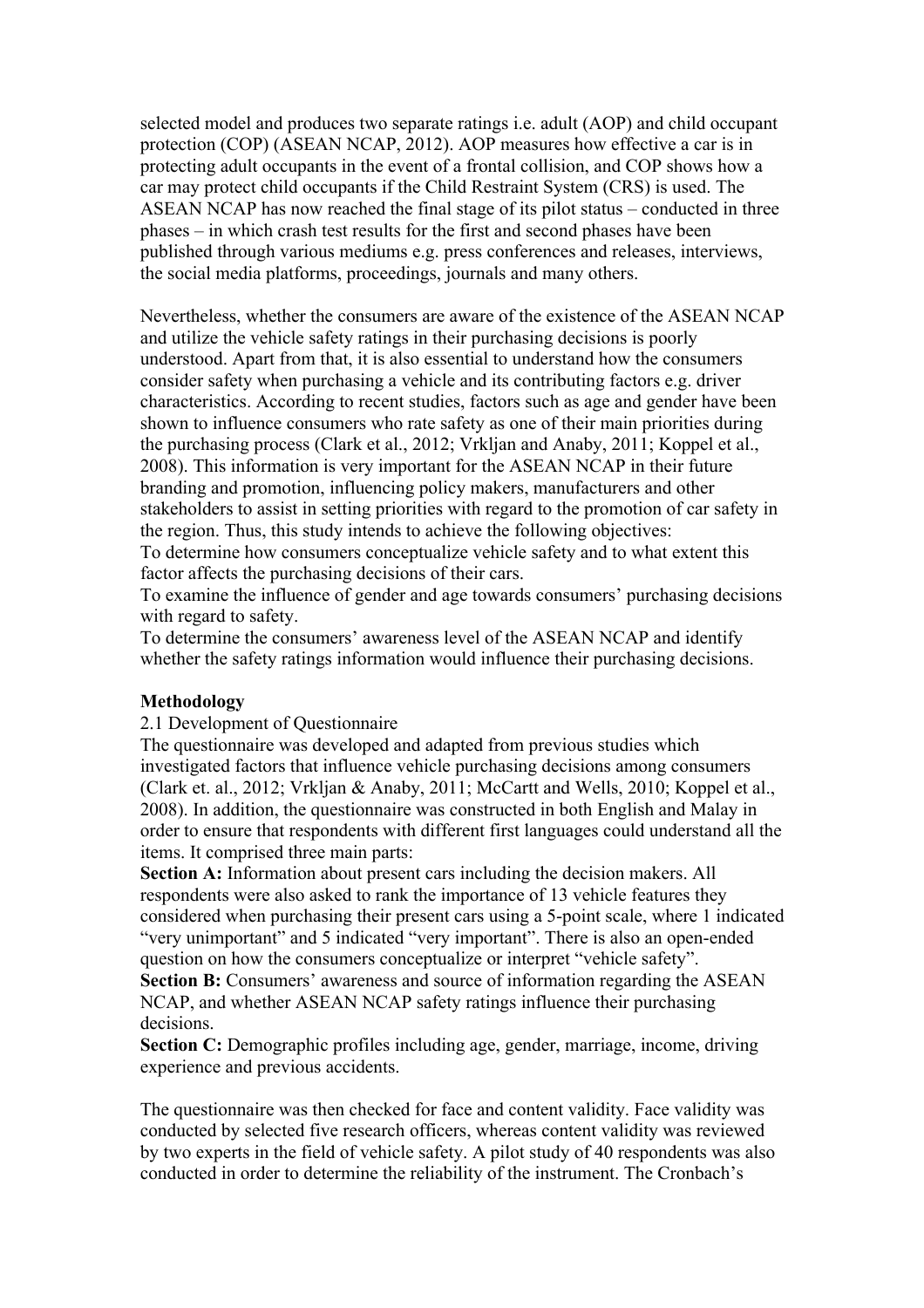selected model and produces two separate ratings i.e. adult (AOP) and child occupant protection (COP) (ASEAN NCAP, 2012). AOP measures how effective a car is in protecting adult occupants in the event of a frontal collision, and COP shows how a car may protect child occupants if the Child Restraint System (CRS) is used. The ASEAN NCAP has now reached the final stage of its pilot status – conducted in three phases – in which crash test results for the first and second phases have been published through various mediums e.g. press conferences and releases, interviews, the social media platforms, proceedings, journals and many others.

Nevertheless, whether the consumers are aware of the existence of the ASEAN NCAP and utilize the vehicle safety ratings in their purchasing decisions is poorly understood. Apart from that, it is also essential to understand how the consumers consider safety when purchasing a vehicle and its contributing factors e.g. driver characteristics. According to recent studies, factors such as age and gender have been shown to influence consumers who rate safety as one of their main priorities during the purchasing process (Clark et al., 2012; Vrkljan and Anaby, 2011; Koppel et al., 2008). This information is very important for the ASEAN NCAP in their future branding and promotion, influencing policy makers, manufacturers and other stakeholders to assist in setting priorities with regard to the promotion of car safety in the region. Thus, this study intends to achieve the following objectives:

To determine how consumers conceptualize vehicle safety and to what extent this factor affects the purchasing decisions of their cars.

To examine the influence of gender and age towards consumers' purchasing decisions with regard to safety.

To determine the consumers' awareness level of the ASEAN NCAP and identify whether the safety ratings information would influence their purchasing decisions.

## Methodology

### 2.1 Development of Questionnaire

The questionnaire was developed and adapted from previous studies which investigated factors that influence vehicle purchasing decisions among consumers (Clark et. al., 2012; Vrkljan & Anaby, 2011; McCartt and Wells, 2010; Koppel et al., 2008). In addition, the questionnaire was constructed in both English and Malay in order to ensure that respondents with different first languages could understand all the items. It comprised three main parts:

**Section A:** Information about present cars including the decision makers. All respondents were also asked to rank the importance of 13 vehicle features they considered when purchasing their present cars using a 5-point scale, where 1 indicated "very unimportant" and 5 indicated "very important". There is also an open-ended question on how the consumers conceptualize or interpret "vehicle safety".

**Section B:** Consumers' awareness and source of information regarding the ASEAN NCAP, and whether ASEAN NCAP safety ratings influence their purchasing decisions.

**Section C:** Demographic profiles including age, gender, marriage, income, driving experience and previous accidents.

The questionnaire was then checked for face and content validity. Face validity was conducted by selected five research officers, whereas content validity was reviewed by two experts in the field of vehicle safety. A pilot study of 40 respondents was also conducted in order to determine the reliability of the instrument. The Cronbach's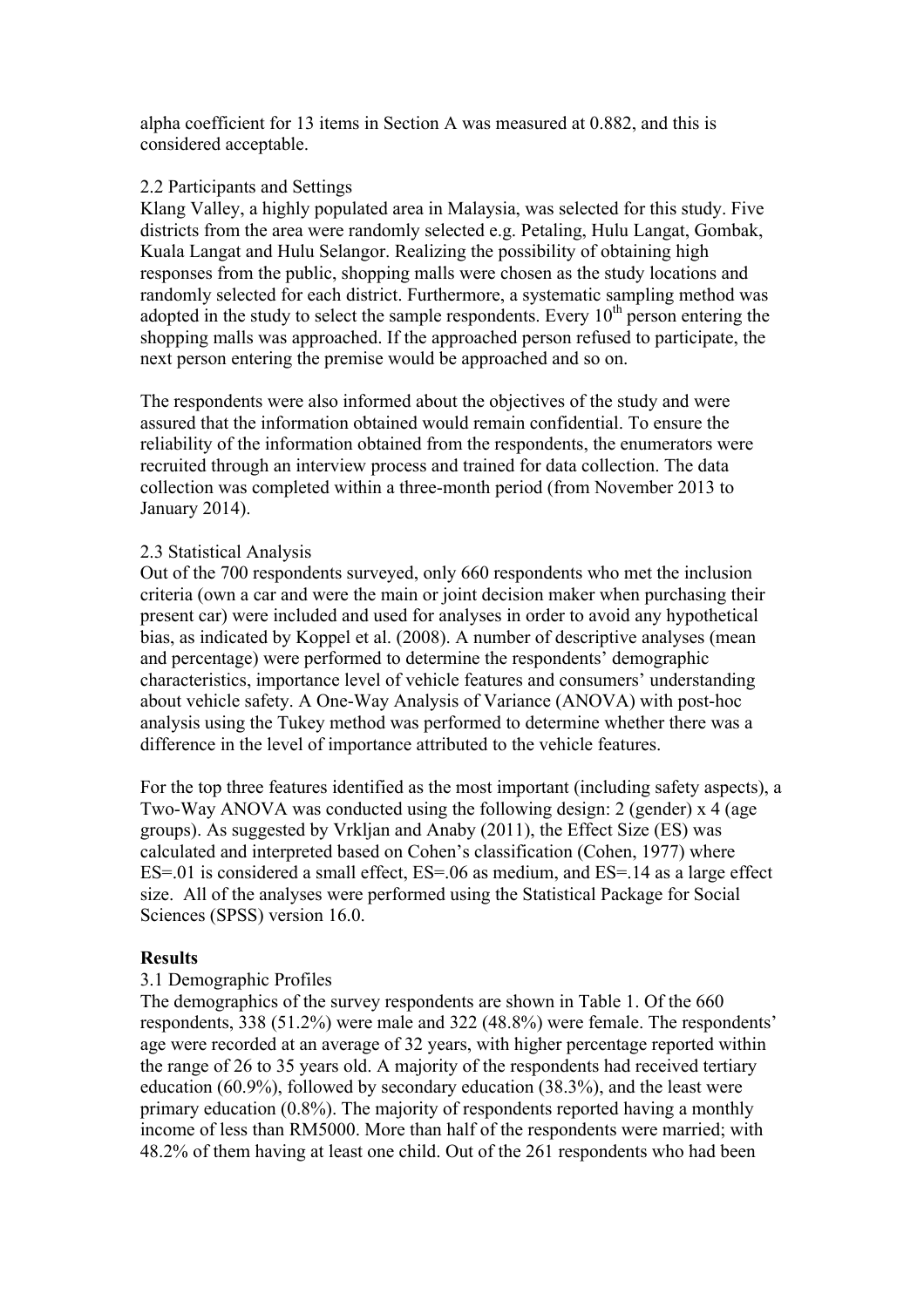alpha coefficient for 13 items in Section A was measured at 0.882, and this is considered acceptable.

2.2 Participants and Settings

Klang Valley, a highly populated area in Malaysia, was selected for this study. Five districts from the area were randomly selected e.g. Petaling, Hulu Langat, Gombak, Kuala Langat and Hulu Selangor. Realizing the possibility of obtaining high responses from the public, shopping malls were chosen as the study locations and randomly selected for each district. Furthermore, a systematic sampling method was adopted in the study to select the sample respondents. Every 10th person entering the shopping malls was approached. If the approached person refused to participate, the next person entering the premise would be approached and so on.

The respondents were also informed about the objectives of the study and were assured that the information obtained would remain confidential. To ensure the reliability of the information obtained from the respondents, the enumerators were recruited through an interview process and trained for data collection. The data collection was completed within a three-month period (from November 2013 to January 2014).

2.3 Statistical Analysis

Out of the 700 respondents surveyed, only 660 respondents who met the inclusion criteria (own a car and were the main or joint decision maker when purchasing their present car) were included and used for analyses in order to avoid any hypothetical bias, as indicated by Koppel et al. (2008). A number of descriptive analyses (mean and percentage) were performed to determine the respondents' demographic characteristics, importance level of vehicle features and consumers' understanding about vehicle safety. A One-Way Analysis of Variance (ANOVA) with post-hoc analysis using the Tukey method was performed to determine whether there was a difference in the level of importance attributed to the vehicle features.

For the top three features identified as the most important (including safety aspects), a Two-Way ANOVA was conducted using the following design: 2 (gender) x 4 (age groups). As suggested by Vrkljan and Anaby (2011), the Effect Size (ES) was calculated and interpreted based on Cohen's classification (Cohen, 1977) where ES=.01 is considered a small effect, ES=.06 as medium, and ES=.14 as a large effect size. All of the analyses were performed using the Statistical Package for Social Sciences (SPSS) version 16.0.

**Results**

3.1 Demographic Profiles

The demographics of the survey respondents are shown in Table 1. Of the 660 respondents, 338 (51.2%) were male and 322 (48.8%) were female. The respondents' age were recorded at an average of 32 years, with higher percentage reported within the range of 26 to 35 years old. A majority of the respondents had received tertiary education (60.9%), followed by secondary education (38.3%), and the least were primary education (0.8%). The majority of respondents reported having a monthly income of less than RM5000. More than half of the respondents were married; with 48.2% of them having at least one child. Out of the 261 respondents who had been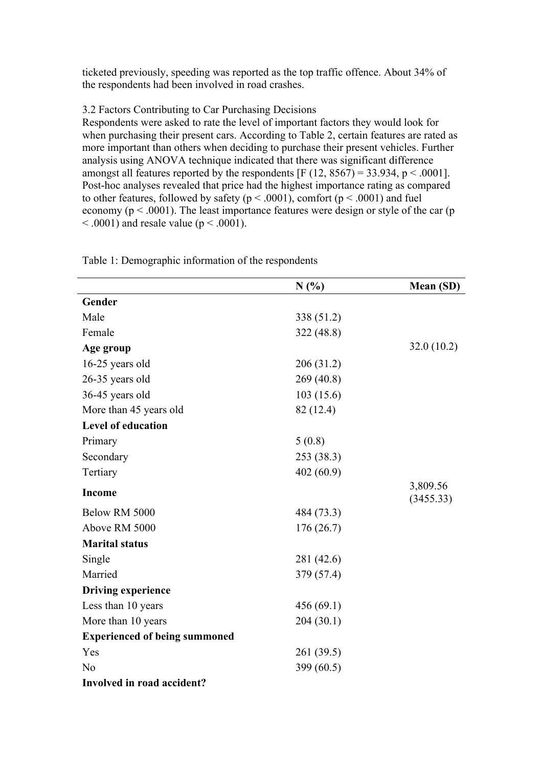ticketed previously, speeding was reported as the top traffic offence. About 34% of the respondents had been involved in road crashes.

### 3.2 Factors Contributing to Car Purchasing Decisions

Respondents were asked to rate the level of important factors they would look for when purchasing their present cars. According to Table 2, certain features are rated as more important than others when deciding to purchase their present vehicles. Further analysis using ANOVA technique indicated that there was significant difference amongst all features reported by the respondents [$F (12, 8567) = 33.934$, $p < .0001$]. Post-hoc analyses revealed that price had the highest importance rating as compared to other features, followed by safety ($p < .0001$), comfort ($p < .0001$) and fuel economy ($p < .0001$). The least importance features were design or style of the car ($p < .0001$) and resale value ($p < .0001$).

Table 1: Demographic information of the respondents

| | N (%) | Mean (SD) |
|---|---|---|
| **Gender** | | |
| Male | 338 (51.2) | |
| Female | 322 (48.8) | |
| **Age group** | | 32.0 (10.2) |
| 16-25 years old | 206 (31.2) | |
| 26-35 years old | 269 (40.8) | |
| 36-45 years old | 103 (15.6) | |
| More than 45 years old | 82 (12.4) | |
| **Level of education** | | |
| Primary | 5 (0.8) | |
| Secondary | 253 (38.3) | |
| Tertiary | 402 (60.9) | |
| **Income** | | 3,809.56 (3455.33) |
| Below RM 5000 | 484 (73.3) | |
| Above RM 5000 | 176 (26.7) | |
| **Marital status** | | |
| Single | 281 (42.6) | |
| Married | 379 (57.4) | |
| **Driving experience** | | |
| Less than 10 years | 456 (69.1) | |
| More than 10 years | 204 (30.1) | |
| **Experienced of being summoned** | | |
| Yes | 261 (39.5) | |
| No | 399 (60.5) | |
| **Involved in road accident?** | | |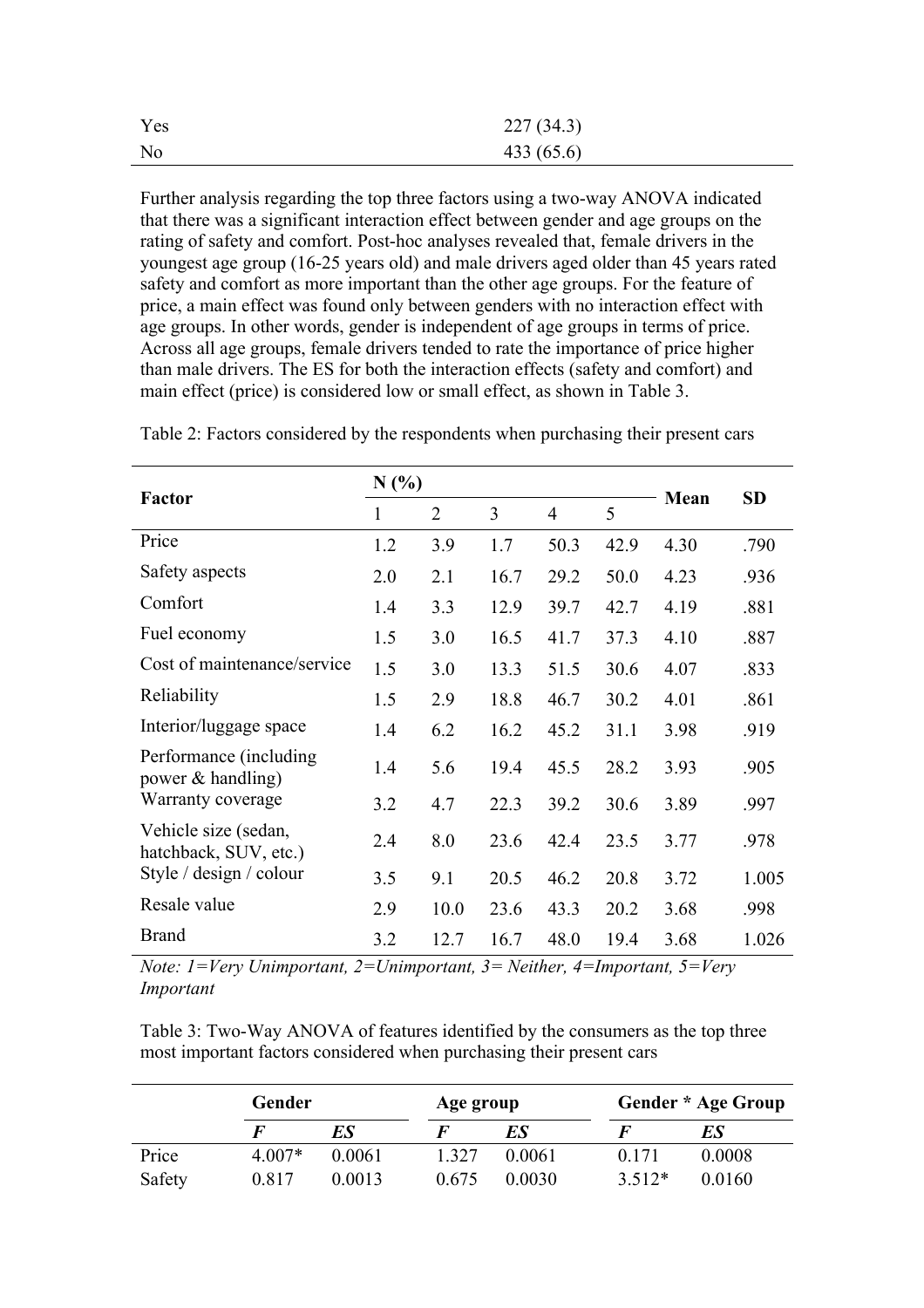| Yes | 227 (34.3) |
|---|---|
| No | 433 (65.6) |

Further analysis regarding the top three factors using a two-way ANOVA indicated that there was a significant interaction effect between gender and age groups on the rating of safety and comfort. Post-hoc analyses revealed that, female drivers in the youngest age group (16-25 years old) and male drivers aged older than 45 years rated safety and comfort as more important than the other age groups. For the feature of price, a main effect was found only between genders with no interaction effect with age groups. In other words, gender is independent of age groups in terms of price. Across all age groups, female drivers tended to rate the importance of price higher than male drivers. The ES for both the interaction effects (safety and comfort) and main effect (price) is considered low or small effect, as shown in Table 3.

Table 2: Factors considered by the respondents when purchasing their present cars

| Factor | N (%) | | | | | Mean | SD |
|---|---|---|---|---|---|---|---|
| | 1 | 2 | 3 | 4 | 5 | | |
| Price | 1.2 | 3.9 | 1.7 | 50.3 | 42.9 | 4.30 | .790 |
| Safety aspects | 2.0 | 2.1 | 16.7 | 29.2 | 50.0 | 4.23 | .936 |
| Comfort | 1.4 | 3.3 | 12.9 | 39.7 | 42.7 | 4.19 | .881 |
| Fuel economy | 1.5 | 3.0 | 16.5 | 41.7 | 37.3 | 4.10 | .887 |
| Cost of maintenance/service | 1.5 | 3.0 | 13.3 | 51.5 | 30.6 | 4.07 | .833 |
| Reliability | 1.5 | 2.9 | 18.8 | 46.7 | 30.2 | 4.01 | .861 |
| Interior/luggage space | 1.4 | 6.2 | 16.2 | 45.2 | 31.1 | 3.98 | .919 |
| Performance (including power & handling) | 1.4 | 5.6 | 19.4 | 45.5 | 28.2 | 3.93 | .905 |
| Warranty coverage | 3.2 | 4.7 | 22.3 | 39.2 | 30.6 | 3.89 | .997 |
| Vehicle size (sedan, hatchback, SUV, etc.) | 2.4 | 8.0 | 23.6 | 42.4 | 23.5 | 3.77 | .978 |
| Style / design / colour | 3.5 | 9.1 | 20.5 | 46.2 | 20.8 | 3.72 | 1.005 |
| Resale value | 2.9 | 10.0 | 23.6 | 43.3 | 20.2 | 3.68 | .998 |
| Brand | 3.2 | 12.7 | 16.7 | 48.0 | 19.4 | 3.68 | 1.026 |

*Note: 1=Very Unimportant, 2=Unimportant, 3= Neither, 4=Important, 5=Very Important*

Table 3: Two-Way ANOVA of features identified by the consumers as the top three most important factors considered when purchasing their present cars

| | Gender | | Age group | | Gender * Age Group | |
|---|---|---|---|---|---|---|
| | ***F*** | ***ES*** | ***F*** | ***ES*** | ***F*** | ***ES*** |
| Price | 4.007* | 0.0061 | 1.327 | 0.0061 | 0.171 | 0.0008 |
| Safety | 0.817 | 0.0013 | 0.675 | 0.0030 | 3.512* | 0.0160 |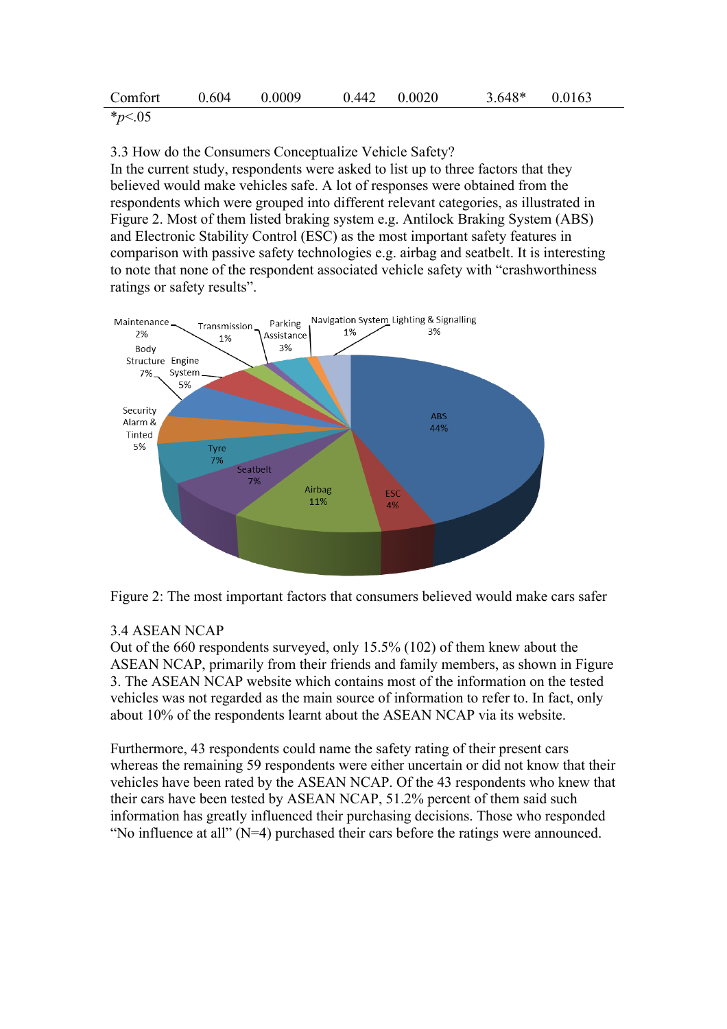| Comfort | 0.604 | 0.0009 | 0.442 | 0.0020 | 3.648* | 0.0163 |
|---|---|---|---|---|---|---|

*$p<.05$

### 3.3 How do the Consumers Conceptualize Vehicle Safety?

In the current study, respondents were asked to list up to three factors that they believed would make vehicles safe. A lot of responses were obtained from the respondents which were grouped into different relevant categories, as illustrated in Figure 2. Most of them listed braking system e.g. Antilock Braking System (ABS) and Electronic Stability Control (ESC) as the most important safety features in comparison with passive safety technologies e.g. airbag and seatbelt. It is interesting to note that none of the respondent associated vehicle safety with "crashworthiness ratings or safety results".

Figure 2: The most important factors that consumers believed would make cars safer

### 3.4 ASEAN NCAP

Out of the 660 respondents surveyed, only 15.5% (102) of them knew about the ASEAN NCAP, primarily from their friends and family members, as shown in Figure 3. The ASEAN NCAP website which contains most of the information on the tested vehicles was not regarded as the main source of information to refer to. In fact, only about 10% of the respondents learnt about the ASEAN NCAP via its website.

Furthermore, 43 respondents could name the safety rating of their present cars whereas the remaining 59 respondents were either uncertain or did not know that their vehicles have been rated by the ASEAN NCAP. Of the 43 respondents who knew that their cars have been tested by ASEAN NCAP, 51.2% percent of them said such information has greatly influenced their purchasing decisions. Those who responded "No influence at all" (N=4) purchased their cars before the ratings were announced.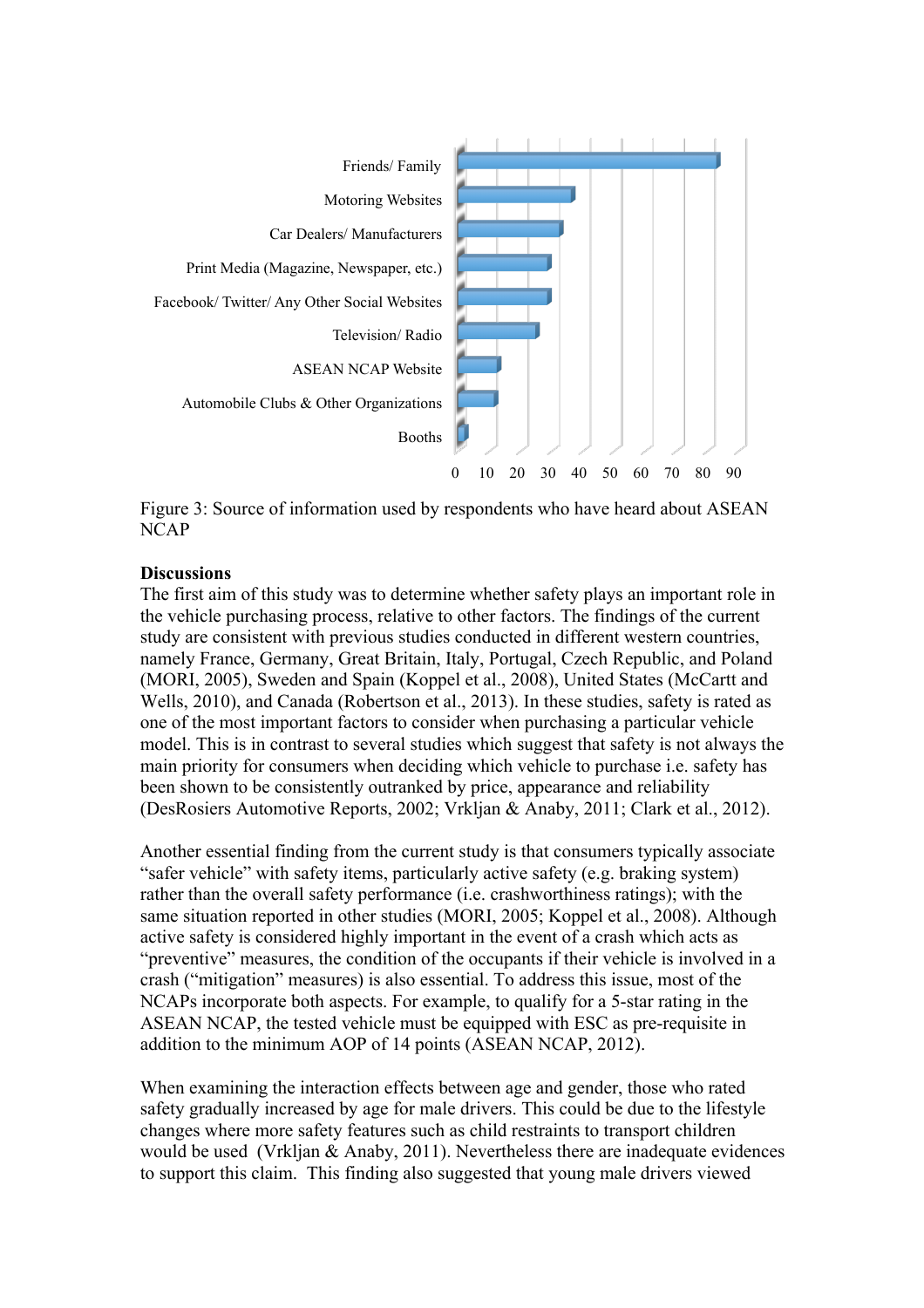Figure 3: Source of information used by respondents who have heard about ASEAN NCAP

**Discussions**

The first aim of this study was to determine whether safety plays an important role in the vehicle purchasing process, relative to other factors. The findings of the current study are consistent with previous studies conducted in different western countries, namely France, Germany, Great Britain, Italy, Portugal, Czech Republic, and Poland (MORI, 2005), Sweden and Spain (Koppel et al., 2008), United States (McCartt and Wells, 2010), and Canada (Robertson et al., 2013). In these studies, safety is rated as one of the most important factors to consider when purchasing a particular vehicle model. This is in contrast to several studies which suggest that safety is not always the main priority for consumers when deciding which vehicle to purchase i.e. safety has been shown to be consistently outranked by price, appearance and reliability (DesRosiers Automotive Reports, 2002; Vrkljan & Anaby, 2011; Clark et al., 2012).

Another essential finding from the current study is that consumers typically associate "safer vehicle" with safety items, particularly active safety (e.g. braking system) rather than the overall safety performance (i.e. crashworthiness ratings); with the same situation reported in other studies (MORI, 2005; Koppel et al., 2008). Although active safety is considered highly important in the event of a crash which acts as "preventive" measures, the condition of the occupants if their vehicle is involved in a crash ("mitigation" measures) is also essential. To address this issue, most of the NCAPs incorporate both aspects. For example, to qualify for a 5-star rating in the ASEAN NCAP, the tested vehicle must be equipped with ESC as pre-requisite in addition to the minimum AOP of 14 points (ASEAN NCAP, 2012).

When examining the interaction effects between age and gender, those who rated safety gradually increased by age for male drivers. This could be due to the lifestyle changes where more safety features such as child restraints to transport children would be used (Vrkljan & Anaby, 2011). Nevertheless there are inadequate evidences to support this claim. This finding also suggested that young male drivers viewed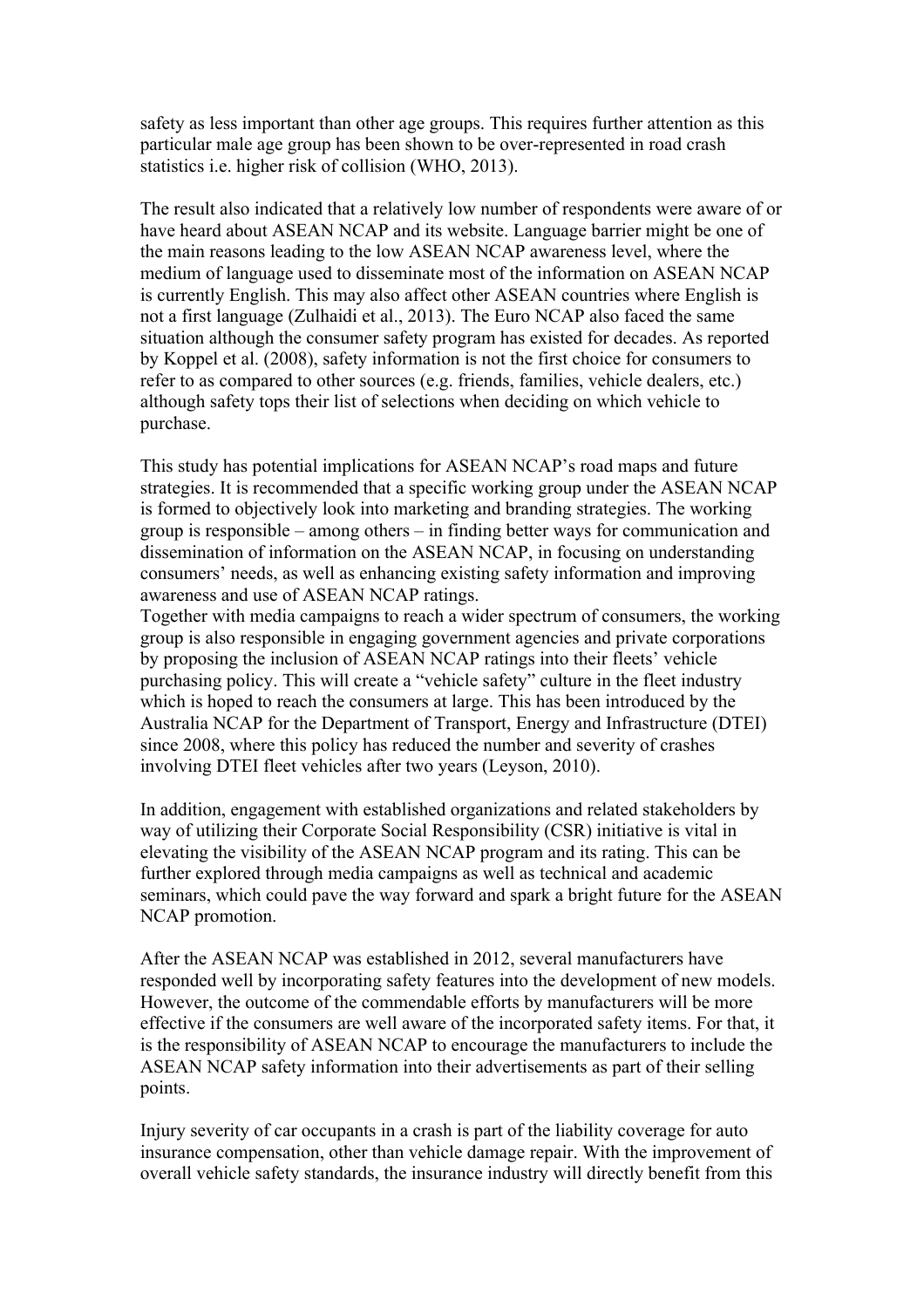safety as less important than other age groups. This requires further attention as this particular male age group has been shown to be over-represented in road crash statistics i.e. higher risk of collision (WHO, 2013).

The result also indicated that a relatively low number of respondents were aware of or have heard about ASEAN NCAP and its website. Language barrier might be one of the main reasons leading to the low ASEAN NCAP awareness level, where the medium of language used to disseminate most of the information on ASEAN NCAP is currently English. This may also affect other ASEAN countries where English is not a first language (Zulhaidi et al., 2013). The Euro NCAP also faced the same situation although the consumer safety program has existed for decades. As reported by Koppel et al. (2008), safety information is not the first choice for consumers to refer to as compared to other sources (e.g. friends, families, vehicle dealers, etc.) although safety tops their list of selections when deciding on which vehicle to purchase.

This study has potential implications for ASEAN NCAP's road maps and future strategies. It is recommended that a specific working group under the ASEAN NCAP is formed to objectively look into marketing and branding strategies. The working group is responsible – among others – in finding better ways for communication and dissemination of information on the ASEAN NCAP, in focusing on understanding consumers' needs, as well as enhancing existing safety information and improving awareness and use of ASEAN NCAP ratings.
Together with media campaigns to reach a wider spectrum of consumers, the working group is also responsible in engaging government agencies and private corporations by proposing the inclusion of ASEAN NCAP ratings into their fleets' vehicle purchasing policy. This will create a "vehicle safety" culture in the fleet industry which is hoped to reach the consumers at large. This has been introduced by the Australia NCAP for the Department of Transport, Energy and Infrastructure (DTEI) since 2008, where this policy has reduced the number and severity of crashes involving DTEI fleet vehicles after two years (Leyson, 2010).

In addition, engagement with established organizations and related stakeholders by way of utilizing their Corporate Social Responsibility (CSR) initiative is vital in elevating the visibility of the ASEAN NCAP program and its rating. This can be further explored through media campaigns as well as technical and academic seminars, which could pave the way forward and spark a bright future for the ASEAN NCAP promotion.

After the ASEAN NCAP was established in 2012, several manufacturers have responded well by incorporating safety features into the development of new models. However, the outcome of the commendable efforts by manufacturers will be more effective if the consumers are well aware of the incorporated safety items. For that, it is the responsibility of ASEAN NCAP to encourage the manufacturers to include the ASEAN NCAP safety information into their advertisements as part of their selling points.

Injury severity of car occupants in a crash is part of the liability coverage for auto insurance compensation, other than vehicle damage repair. With the improvement of overall vehicle safety standards, the insurance industry will directly benefit from this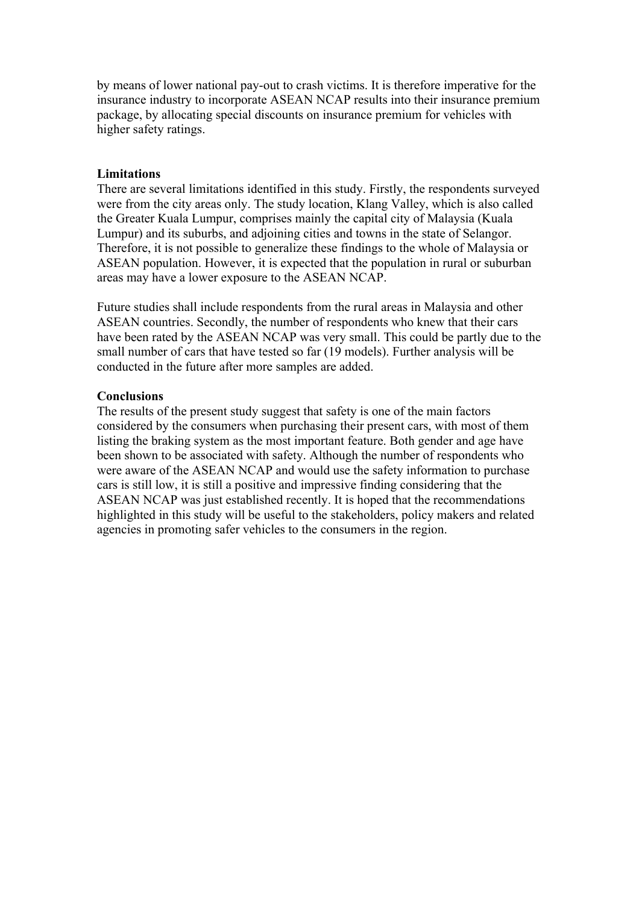by means of lower national pay-out to crash victims. It is therefore imperative for the insurance industry to incorporate ASEAN NCAP results into their insurance premium package, by allocating special discounts on insurance premium for vehicles with higher safety ratings.

## Limitations

There are several limitations identified in this study. Firstly, the respondents surveyed were from the city areas only. The study location, Klang Valley, which is also called the Greater Kuala Lumpur, comprises mainly the capital city of Malaysia (Kuala Lumpur) and its suburbs, and adjoining cities and towns in the state of Selangor. Therefore, it is not possible to generalize these findings to the whole of Malaysia or ASEAN population. However, it is expected that the population in rural or suburban areas may have a lower exposure to the ASEAN NCAP.

Future studies shall include respondents from the rural areas in Malaysia and other ASEAN countries. Secondly, the number of respondents who knew that their cars have been rated by the ASEAN NCAP was very small. This could be partly due to the small number of cars that have tested so far (19 models). Further analysis will be conducted in the future after more samples are added.

## Conclusions

The results of the present study suggest that safety is one of the main factors considered by the consumers when purchasing their present cars, with most of them listing the braking system as the most important feature. Both gender and age have been shown to be associated with safety. Although the number of respondents who were aware of the ASEAN NCAP and would use the safety information to purchase cars is still low, it is still a positive and impressive finding considering that the ASEAN NCAP was just established recently. It is hoped that the recommendations highlighted in this study will be useful to the stakeholders, policy makers and related agencies in promoting safer vehicles to the consumers in the region.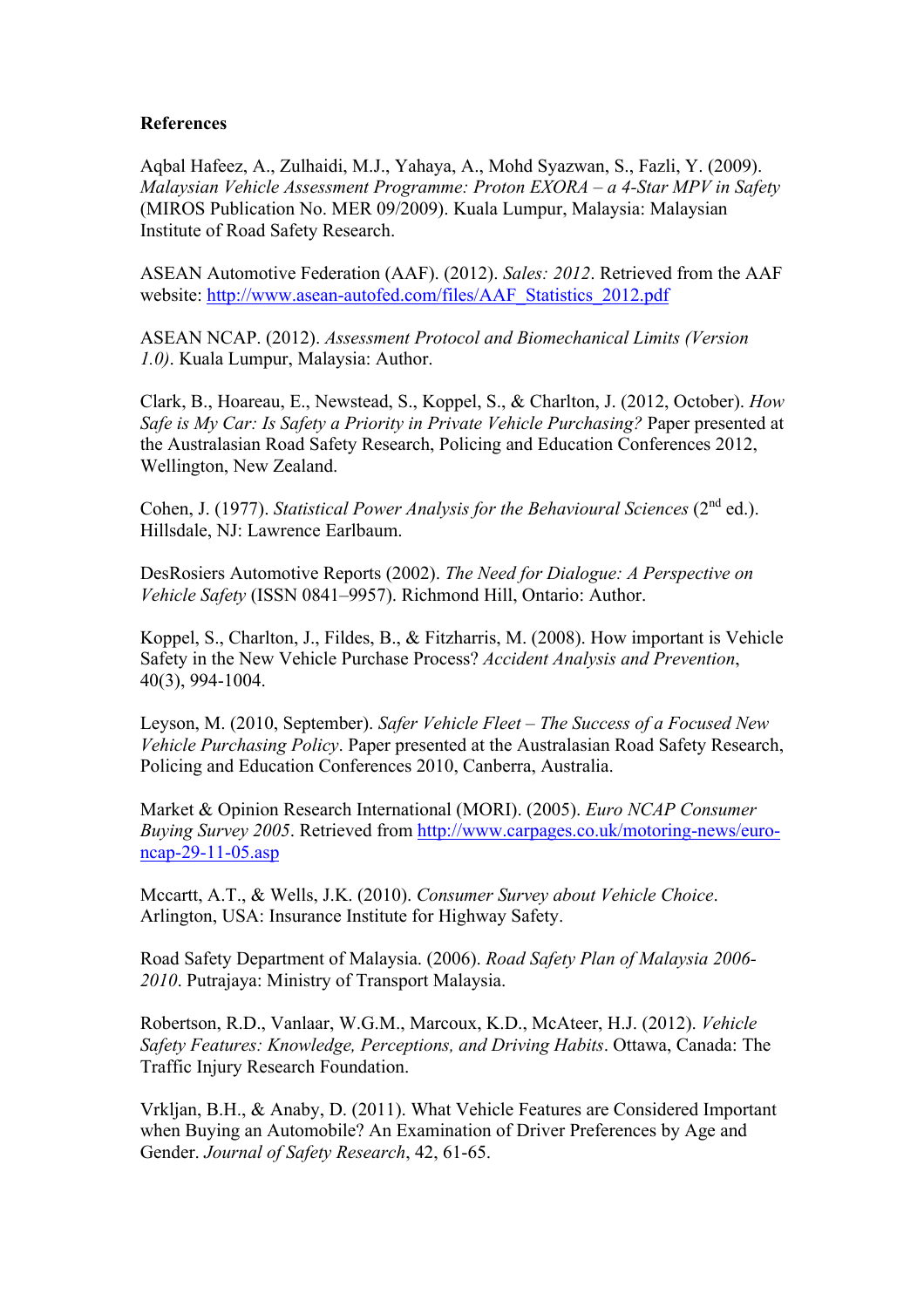**References**

Aqbal Hafeez, A., Zulhaidi, M.J., Yahaya, A., Mohd Syazwan, S., Fazli, Y. (2009). *Malaysian Vehicle Assessment Programme: Proton EXORA – a 4-Star MPV in Safety* (MIROS Publication No. MER 09/2009). Kuala Lumpur, Malaysia: Malaysian Institute of Road Safety Research.

ASEAN Automotive Federation (AAF). (2012). *Sales: 2012*. Retrieved from the AAF website: http://www.asean-autofed.com/files/AAF_Statistics_2012.pdf

ASEAN NCAP. (2012). *Assessment Protocol and Biomechanical Limits (Version 1.0)*. Kuala Lumpur, Malaysia: Author.

Clark, B., Hoareau, E., Newstead, S., Koppel, S., & Charlton, J. (2012, October). *How Safe is My Car: Is Safety a Priority in Private Vehicle Purchasing?* Paper presented at the Australasian Road Safety Research, Policing and Education Conferences 2012, Wellington, New Zealand.

Cohen, J. (1977). *Statistical Power Analysis for the Behavioural Sciences* (2nd ed.). Hillsdale, NJ: Lawrence Earlbaum.

DesRosiers Automotive Reports (2002). *The Need for Dialogue: A Perspective on Vehicle Safety* (ISSN 0841–9957). Richmond Hill, Ontario: Author.

Koppel, S., Charlton, J., Fildes, B., & Fitzharris, M. (2008). How important is Vehicle Safety in the New Vehicle Purchase Process? *Accident Analysis and Prevention*, 40(3), 994-1004.

Leyson, M. (2010, September). *Safer Vehicle Fleet – The Success of a Focused New Vehicle Purchasing Policy*. Paper presented at the Australasian Road Safety Research, Policing and Education Conferences 2010, Canberra, Australia.

Market & Opinion Research International (MORI). (2005). *Euro NCAP Consumer Buying Survey 2005*. Retrieved from http://www.carpages.co.uk/motoring-news/euro-ncap-29-11-05.asp

Mccartt, A.T., & Wells, J.K. (2010). *Consumer Survey about Vehicle Choice*. Arlington, USA: Insurance Institute for Highway Safety.

Road Safety Department of Malaysia. (2006). *Road Safety Plan of Malaysia 2006-2010*. Putrajaya: Ministry of Transport Malaysia.

Robertson, R.D., Vanlaar, W.G.M., Marcoux, K.D., McAteer, H.J. (2012). *Vehicle Safety Features: Knowledge, Perceptions, and Driving Habits*. Ottawa, Canada: The Traffic Injury Research Foundation.

Vrkljan, B.H., & Anaby, D. (2011). What Vehicle Features are Considered Important when Buying an Automobile? An Examination of Driver Preferences by Age and Gender. *Journal of Safety Research*, 42, 61-65.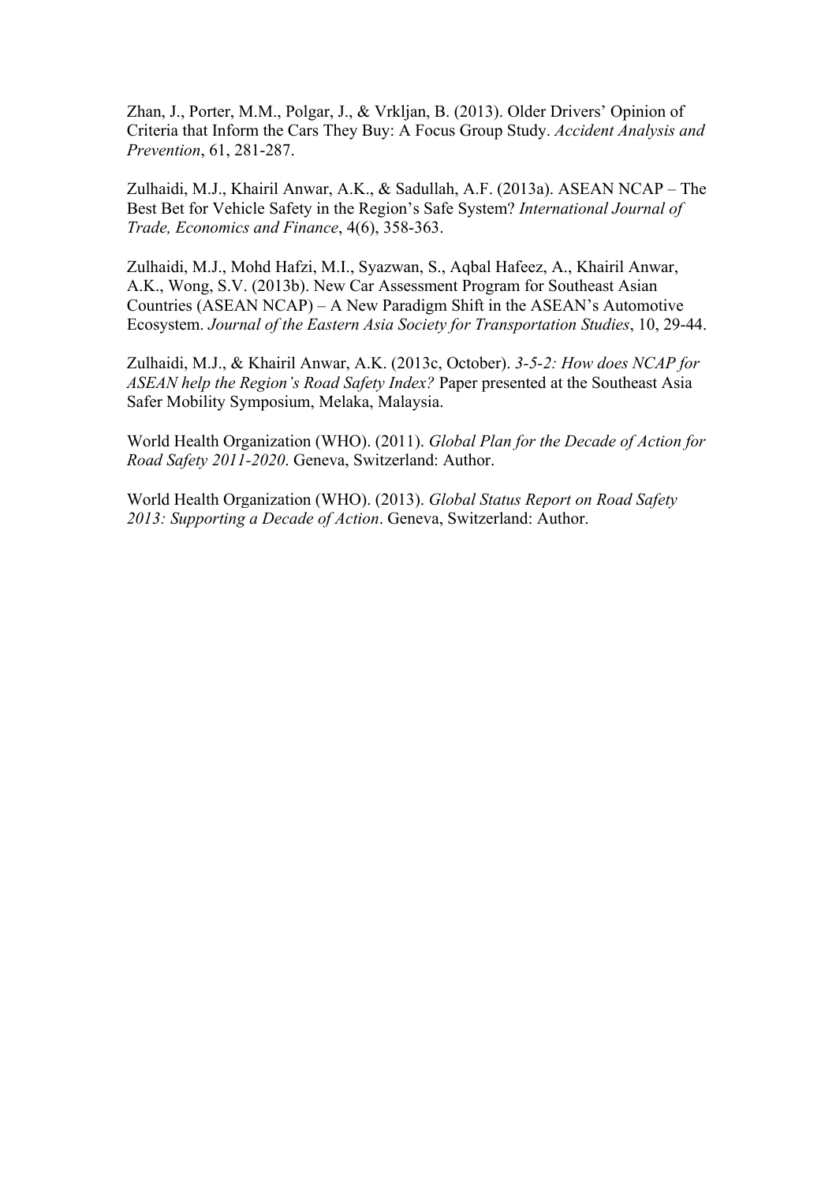Zhan, J., Porter, M.M., Polgar, J., & Vrkljan, B. (2013). Older Drivers' Opinion of Criteria that Inform the Cars They Buy: A Focus Group Study. *Accident Analysis and Prevention*, 61, 281-287.

Zulhaidi, M.J., Khairil Anwar, A.K., & Sadullah, A.F. (2013a). ASEAN NCAP – The Best Bet for Vehicle Safety in the Region's Safe System? *International Journal of Trade, Economics and Finance*, 4(6), 358-363.

Zulhaidi, M.J., Mohd Hafzi, M.I., Syazwan, S., Aqbal Hafeez, A., Khairil Anwar, A.K., Wong, S.V. (2013b). New Car Assessment Program for Southeast Asian Countries (ASEAN NCAP) – A New Paradigm Shift in the ASEAN's Automotive Ecosystem. *Journal of the Eastern Asia Society for Transportation Studies*, 10, 29-44.

Zulhaidi, M.J., & Khairil Anwar, A.K. (2013c, October). *3-5-2: How does NCAP for ASEAN help the Region's Road Safety Index?* Paper presented at the Southeast Asia Safer Mobility Symposium, Melaka, Malaysia.

World Health Organization (WHO). (2011). *Global Plan for the Decade of Action for Road Safety 2011-2020*. Geneva, Switzerland: Author.

World Health Organization (WHO). (2013). *Global Status Report on Road Safety 2013: Supporting a Decade of Action*. Geneva, Switzerland: Author.